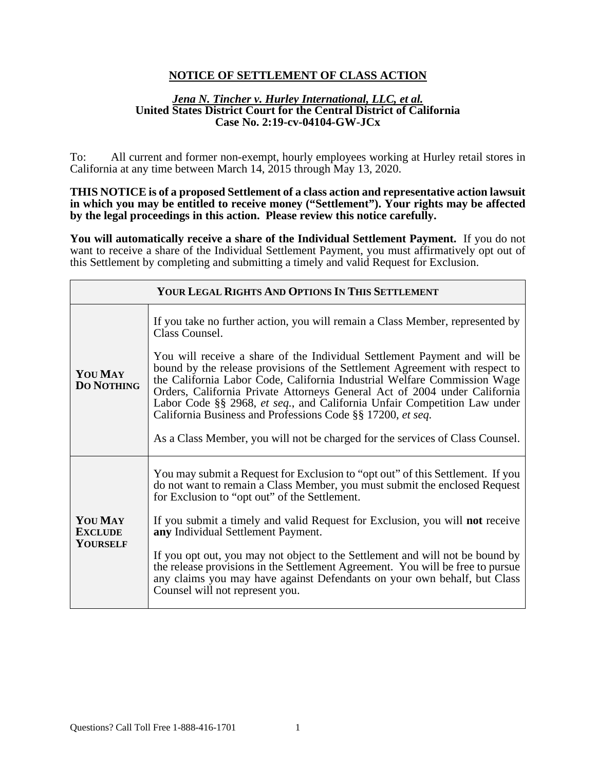# NOTICE OF SETTLEMENT OF CLASS ACTION

***Jena N. Tincher v. Hurley International, LLC, et al.***
**United States District Court for the Central District of California**
**Case No. 2:19-cv-04104-GW-JCx**

To: All current and former non-exempt, hourly employees working at Hurley retail stores in California at any time between March 14, 2015 through May 13, 2020.

**THIS NOTICE is of a proposed Settlement of a class action and representative action lawsuit in which you may be entitled to receive money ("Settlement"). Your rights may be affected by the legal proceedings in this action. Please review this notice carefully.**

**You will automatically receive a share of the Individual Settlement Payment.** If you do not want to receive a share of the Individual Settlement Payment, you must affirmatively opt out of this Settlement by completing and submitting a timely and valid Request for Exclusion.

| **YOUR LEGAL RIGHTS AND OPTIONS IN THIS SETTLEMENT** | |
|---|---|
| **YOU MAY DO NOTHING** | If you take no further action, you will remain a Class Member, represented by Class Counsel.<br><br>You will receive a share of the Individual Settlement Payment and will be bound by the release provisions of the Settlement Agreement with respect to the California Labor Code, California Industrial Welfare Commission Wage Orders, California Private Attorneys General Act of 2004 under California Labor Code §§ 2968, *et seq.*, and California Unfair Competition Law under California Business and Professions Code §§ 17200, *et seq.*<br><br>As a Class Member, you will not be charged for the services of Class Counsel. |
| **YOU MAY EXCLUDE YOURSELF** | You may submit a Request for Exclusion to "opt out" of this Settlement. If you do not want to remain a Class Member, you must submit the enclosed Request for Exclusion to "opt out" of the Settlement.<br><br>If you submit a timely and valid Request for Exclusion, you will **not** receive **any** Individual Settlement Payment.<br><br>If you opt out, you may not object to the Settlement and will not be bound by the release provisions in the Settlement Agreement. You will be free to pursue any claims you may have against Defendants on your own behalf, but Class Counsel will not represent you. |

Questions? Call Toll Free 1-888-416-1701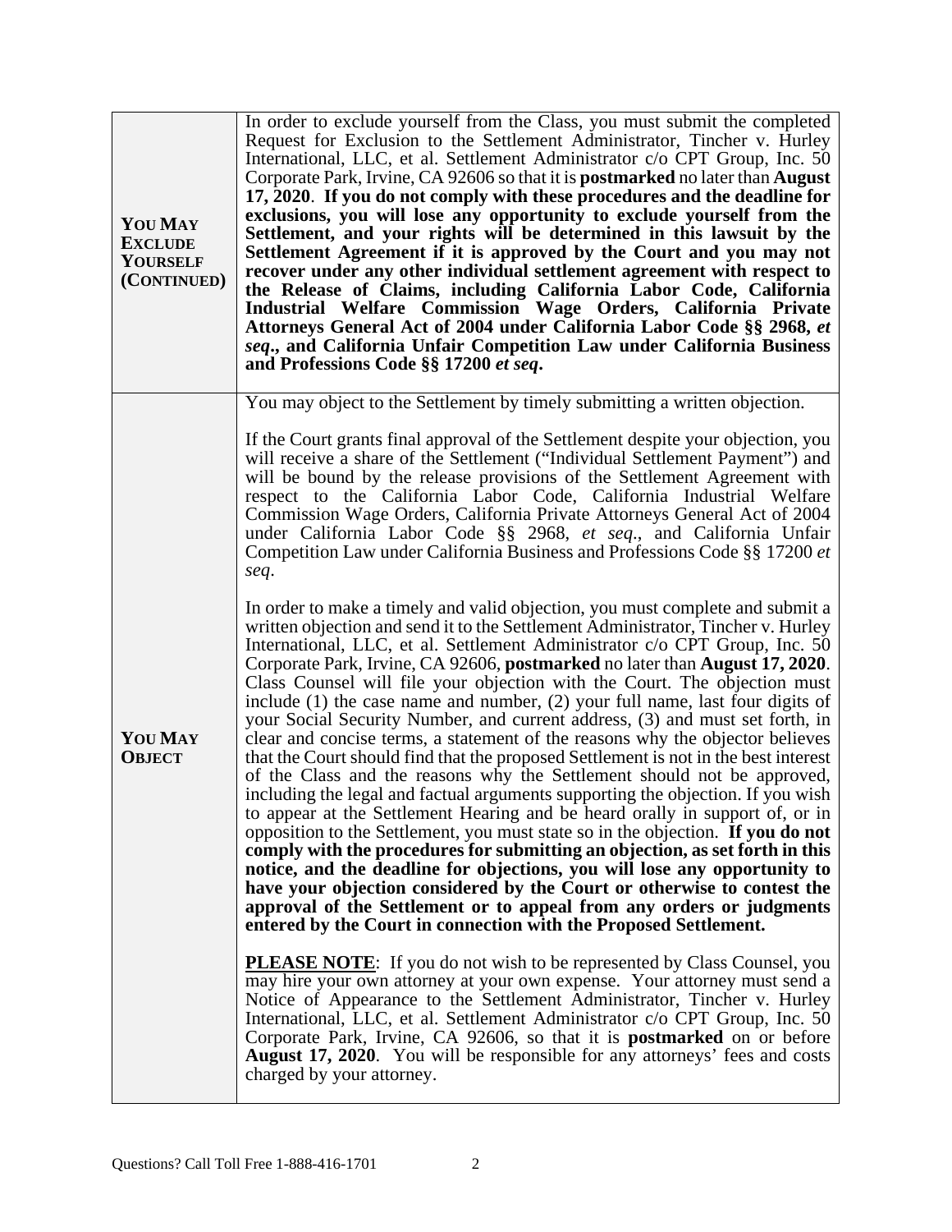| | |
|---|---|
| **YOU MAY EXCLUDE YOURSELF (CONTINUED)** | In order to exclude yourself from the Class, you must submit the completed Request for Exclusion to the Settlement Administrator, Tincher v. Hurley International, LLC, et al. Settlement Administrator c/o CPT Group, Inc. 50 Corporate Park, Irvine, CA 92606 so that it is **postmarked** no later than **August 17, 2020**. **If you do not comply with these procedures and the deadline for exclusions, you will lose any opportunity to exclude yourself from the Settlement, and your rights will be determined in this lawsuit by the Settlement Agreement if it is approved by the Court and you may not recover under any other individual settlement agreement with respect to the Release of Claims, including California Labor Code, California Industrial Welfare Commission Wage Orders, California Private Attorneys General Act of 2004 under California Labor Code §§ 2968, *et seq*., and California Unfair Competition Law under California Business and Professions Code §§ 17200 *et seq*.** |
| **YOU MAY OBJECT** | You may object to the Settlement by timely submitting a written objection.<br><br>If the Court grants final approval of the Settlement despite your objection, you will receive a share of the Settlement ("Individual Settlement Payment") and will be bound by the release provisions of the Settlement Agreement with respect to the California Labor Code, California Industrial Welfare Commission Wage Orders, California Private Attorneys General Act of 2004 under California Labor Code §§ 2968, *et seq*., and California Unfair Competition Law under California Business and Professions Code §§ 17200 *et seq*.<br><br>In order to make a timely and valid objection, you must complete and submit a written objection and send it to the Settlement Administrator, Tincher v. Hurley International, LLC, et al. Settlement Administrator c/o CPT Group, Inc. 50 Corporate Park, Irvine, CA 92606, **postmarked** no later than **August 17, 2020**. Class Counsel will file your objection with the Court. The objection must include (1) the case name and number, (2) your full name, last four digits of your Social Security Number, and current address, (3) and must set forth, in clear and concise terms, a statement of the reasons why the objector believes that the Court should find that the proposed Settlement is not in the best interest of the Class and the reasons why the Settlement should not be approved, including the legal and factual arguments supporting the objection. If you wish to appear at the Settlement Hearing and be heard orally in support of, or in opposition to the Settlement, you must state so in the objection. **If you do not comply with the procedures for submitting an objection, as set forth in this notice, and the deadline for objections, you will lose any opportunity to have your objection considered by the Court or otherwise to contest the approval of the Settlement or to appeal from any orders or judgments entered by the Court in connection with the Proposed Settlement.**<br><br>**PLEASE NOTE**: If you do not wish to be represented by Class Counsel, you may hire your own attorney at your own expense. Your attorney must send a Notice of Appearance to the Settlement Administrator, Tincher v. Hurley International, LLC, et al. Settlement Administrator c/o CPT Group, Inc. 50 Corporate Park, Irvine, CA 92606, so that it is **postmarked** on or before **August 17, 2020**. You will be responsible for any attorneys' fees and costs charged by your attorney. |

Questions? Call Toll Free 1-888-416-1701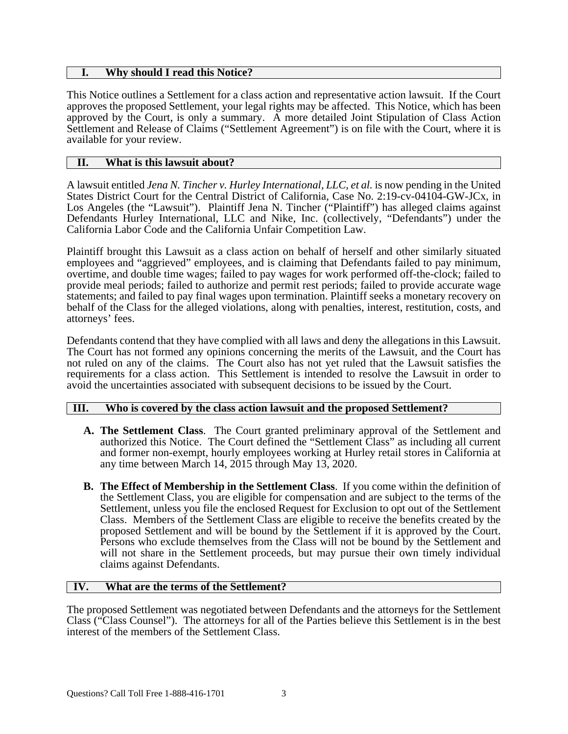## I. Why should I read this Notice?

This Notice outlines a Settlement for a class action and representative action lawsuit. If the Court approves the proposed Settlement, your legal rights may be affected. This Notice, which has been approved by the Court, is only a summary. A more detailed Joint Stipulation of Class Action Settlement and Release of Claims ("Settlement Agreement") is on file with the Court, where it is available for your review.

## II. What is this lawsuit about?

A lawsuit entitled *Jena N. Tincher v. Hurley International, LLC, et al.* is now pending in the United States District Court for the Central District of California, Case No. 2:19-cv-04104-GW-JCx, in Los Angeles (the "Lawsuit"). Plaintiff Jena N. Tincher ("Plaintiff") has alleged claims against Defendants Hurley International, LLC and Nike, Inc. (collectively, "Defendants") under the California Labor Code and the California Unfair Competition Law.

Plaintiff brought this Lawsuit as a class action on behalf of herself and other similarly situated employees and "aggrieved" employees, and is claiming that Defendants failed to pay minimum, overtime, and double time wages; failed to pay wages for work performed off-the-clock; failed to provide meal periods; failed to authorize and permit rest periods; failed to provide accurate wage statements; and failed to pay final wages upon termination. Plaintiff seeks a monetary recovery on behalf of the Class for the alleged violations, along with penalties, interest, restitution, costs, and attorneys' fees.

Defendants contend that they have complied with all laws and deny the allegations in this Lawsuit. The Court has not formed any opinions concerning the merits of the Lawsuit, and the Court has not ruled on any of the claims. The Court also has not yet ruled that the Lawsuit satisfies the requirements for a class action. This Settlement is intended to resolve the Lawsuit in order to avoid the uncertainties associated with subsequent decisions to be issued by the Court.

## III. Who is covered by the class action lawsuit and the proposed Settlement?

**A. The Settlement Class**. The Court granted preliminary approval of the Settlement and authorized this Notice. The Court defined the "Settlement Class" as including all current and former non-exempt, hourly employees working at Hurley retail stores in California at any time between March 14, 2015 through May 13, 2020.

**B. The Effect of Membership in the Settlement Class**. If you come within the definition of the Settlement Class, you are eligible for compensation and are subject to the terms of the Settlement, unless you file the enclosed Request for Exclusion to opt out of the Settlement Class. Members of the Settlement Class are eligible to receive the benefits created by the proposed Settlement and will be bound by the Settlement if it is approved by the Court. Persons who exclude themselves from the Class will not be bound by the Settlement and will not share in the Settlement proceeds, but may pursue their own timely individual claims against Defendants.

## IV. What are the terms of the Settlement?

The proposed Settlement was negotiated between Defendants and the attorneys for the Settlement Class ("Class Counsel"). The attorneys for all of the Parties believe this Settlement is in the best interest of the members of the Settlement Class.

Questions? Call Toll Free 1-888-416-1701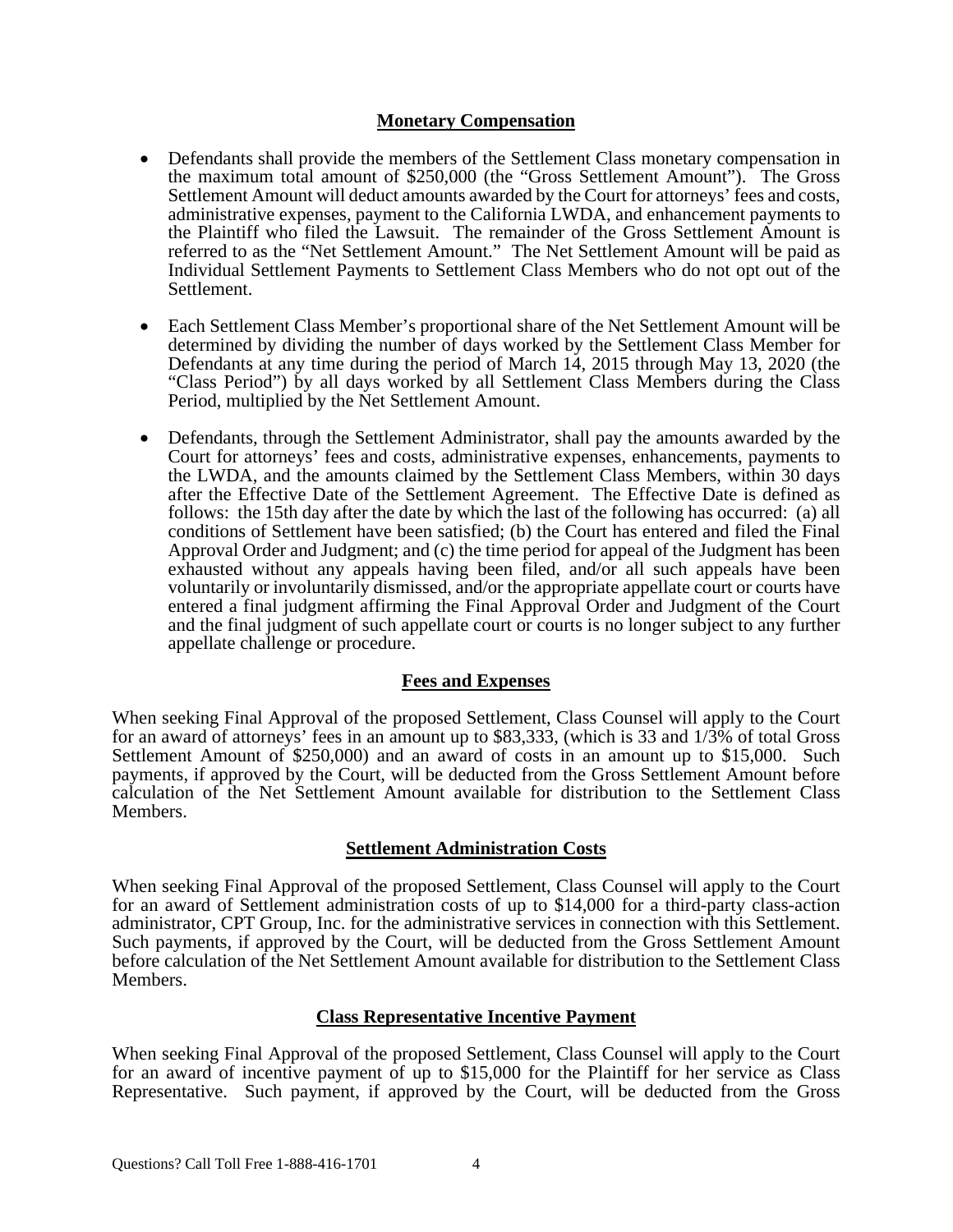## Monetary Compensation

- Defendants shall provide the members of the Settlement Class monetary compensation in the maximum total amount of $250,000 (the "Gross Settlement Amount"). The Gross Settlement Amount will deduct amounts awarded by the Court for attorneys' fees and costs, administrative expenses, payment to the California LWDA, and enhancement payments to the Plaintiff who filed the Lawsuit. The remainder of the Gross Settlement Amount is referred to as the "Net Settlement Amount." The Net Settlement Amount will be paid as Individual Settlement Payments to Settlement Class Members who do not opt out of the Settlement.

- Each Settlement Class Member's proportional share of the Net Settlement Amount will be determined by dividing the number of days worked by the Settlement Class Member for Defendants at any time during the period of March 14, 2015 through May 13, 2020 (the "Class Period") by all days worked by all Settlement Class Members during the Class Period, multiplied by the Net Settlement Amount.

- Defendants, through the Settlement Administrator, shall pay the amounts awarded by the Court for attorneys' fees and costs, administrative expenses, enhancements, payments to the LWDA, and the amounts claimed by the Settlement Class Members, within 30 days after the Effective Date of the Settlement Agreement. The Effective Date is defined as follows: the 15th day after the date by which the last of the following has occurred: (a) all conditions of Settlement have been satisfied; (b) the Court has entered and filed the Final Approval Order and Judgment; and (c) the time period for appeal of the Judgment has been exhausted without any appeals having been filed, and/or all such appeals have been voluntarily or involuntarily dismissed, and/or the appropriate appellate court or courts have entered a final judgment affirming the Final Approval Order and Judgment of the Court and the final judgment of such appellate court or courts is no longer subject to any further appellate challenge or procedure.

## Fees and Expenses

When seeking Final Approval of the proposed Settlement, Class Counsel will apply to the Court for an award of attorneys' fees in an amount up to $83,333, (which is 33 and 1/3% of total Gross Settlement Amount of $250,000) and an award of costs in an amount up to $15,000. Such payments, if approved by the Court, will be deducted from the Gross Settlement Amount before calculation of the Net Settlement Amount available for distribution to the Settlement Class Members.

## Settlement Administration Costs

When seeking Final Approval of the proposed Settlement, Class Counsel will apply to the Court for an award of Settlement administration costs of up to $14,000 for a third-party class-action administrator, CPT Group, Inc. for the administrative services in connection with this Settlement. Such payments, if approved by the Court, will be deducted from the Gross Settlement Amount before calculation of the Net Settlement Amount available for distribution to the Settlement Class Members.

## Class Representative Incentive Payment

When seeking Final Approval of the proposed Settlement, Class Counsel will apply to the Court for an award of incentive payment of up to $15,000 for the Plaintiff for her service as Class Representative. Such payment, if approved by the Court, will be deducted from the Gross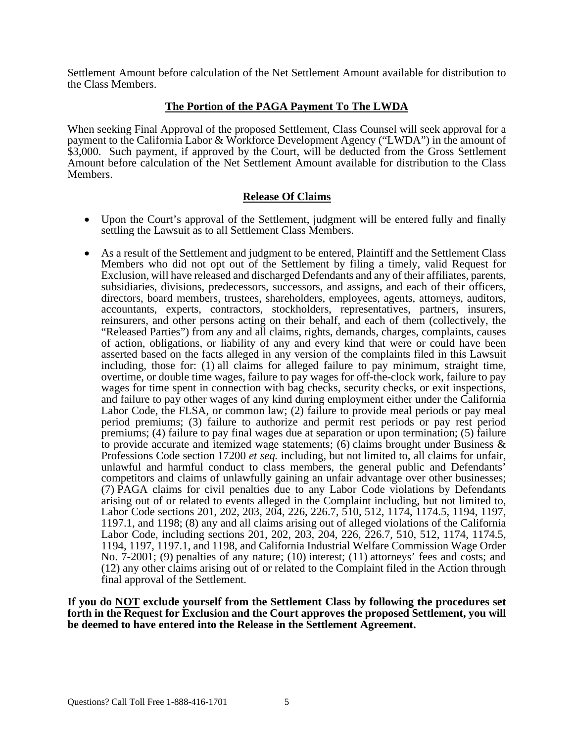Settlement Amount before calculation of the Net Settlement Amount available for distribution to the Class Members.

## The Portion of the PAGA Payment To The LWDA

When seeking Final Approval of the proposed Settlement, Class Counsel will seek approval for a payment to the California Labor & Workforce Development Agency ("LWDA") in the amount of $3,000. Such payment, if approved by the Court, will be deducted from the Gross Settlement Amount before calculation of the Net Settlement Amount available for distribution to the Class Members.

## Release Of Claims

- Upon the Court's approval of the Settlement, judgment will be entered fully and finally settling the Lawsuit as to all Settlement Class Members.
- As a result of the Settlement and judgment to be entered, Plaintiff and the Settlement Class Members who did not opt out of the Settlement by filing a timely, valid Request for Exclusion, will have released and discharged Defendants and any of their affiliates, parents, subsidiaries, divisions, predecessors, successors, and assigns, and each of their officers, directors, board members, trustees, shareholders, employees, agents, attorneys, auditors, accountants, experts, contractors, stockholders, representatives, partners, insurers, reinsurers, and other persons acting on their behalf, and each of them (collectively, the "Released Parties") from any and all claims, rights, demands, charges, complaints, causes of action, obligations, or liability of any and every kind that were or could have been asserted based on the facts alleged in any version of the complaints filed in this Lawsuit including, those for: (1) all claims for alleged failure to pay minimum, straight time, overtime, or double time wages, failure to pay wages for off-the-clock work, failure to pay wages for time spent in connection with bag checks, security checks, or exit inspections, and failure to pay other wages of any kind during employment either under the California Labor Code, the FLSA, or common law; (2) failure to provide meal periods or pay meal period premiums; (3) failure to authorize and permit rest periods or pay rest period premiums; (4) failure to pay final wages due at separation or upon termination; (5) failure to provide accurate and itemized wage statements; (6) claims brought under Business & Professions Code section 17200 *et seq.* including, but not limited to, all claims for unfair, unlawful and harmful conduct to class members, the general public and Defendants' competitors and claims of unlawfully gaining an unfair advantage over other businesses; (7) PAGA claims for civil penalties due to any Labor Code violations by Defendants arising out of or related to events alleged in the Complaint including, but not limited to, Labor Code sections 201, 202, 203, 204, 226, 226.7, 510, 512, 1174, 1174.5, 1194, 1197, 1197.1, and 1198; (8) any and all claims arising out of alleged violations of the California Labor Code, including sections 201, 202, 203, 204, 226, 226.7, 510, 512, 1174, 1174.5, 1194, 1197, 1197.1, and 1198, and California Industrial Welfare Commission Wage Order No. 7-2001; (9) penalties of any nature; (10) interest; (11) attorneys' fees and costs; and (12) any other claims arising out of or related to the Complaint filed in the Action through final approval of the Settlement.

**If you do <u>NOT</u> exclude yourself from the Settlement Class by following the procedures set forth in the Request for Exclusion and the Court approves the proposed Settlement, you will be deemed to have entered into the Release in the Settlement Agreement.**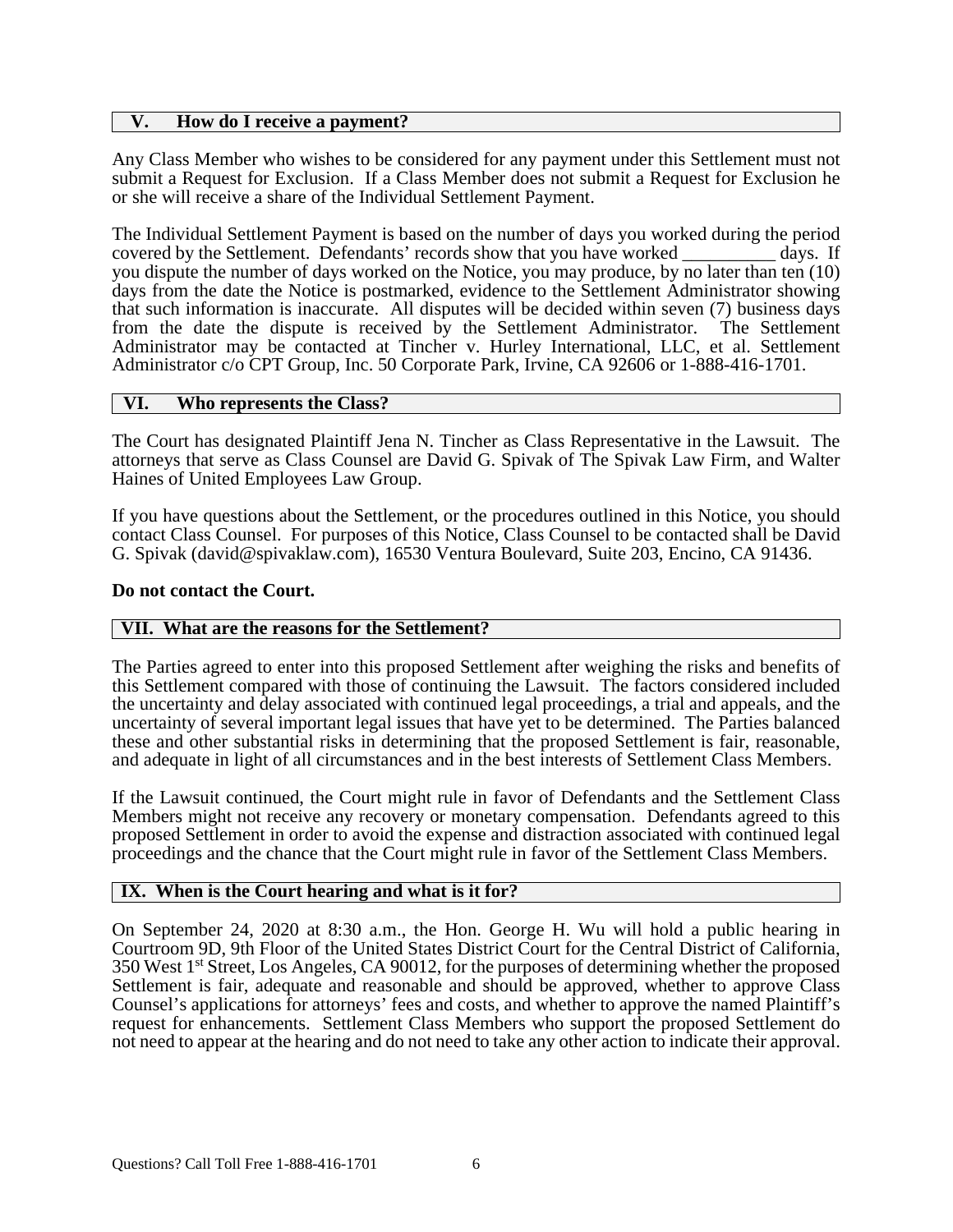## V. How do I receive a payment?

Any Class Member who wishes to be considered for any payment under this Settlement must not submit a Request for Exclusion. If a Class Member does not submit a Request for Exclusion he or she will receive a share of the Individual Settlement Payment.

The Individual Settlement Payment is based on the number of days you worked during the period covered by the Settlement. Defendants' records show that you have worked __________ days. If you dispute the number of days worked on the Notice, you may produce, by no later than ten (10) days from the date the Notice is postmarked, evidence to the Settlement Administrator showing that such information is inaccurate. All disputes will be decided within seven (7) business days from the date the dispute is received by the Settlement Administrator. The Settlement Administrator may be contacted at Tincher v. Hurley International, LLC, et al. Settlement Administrator c/o CPT Group, Inc. 50 Corporate Park, Irvine, CA 92606 or 1-888-416-1701.

## VI. Who represents the Class?

The Court has designated Plaintiff Jena N. Tincher as Class Representative in the Lawsuit. The attorneys that serve as Class Counsel are David G. Spivak of The Spivak Law Firm, and Walter Haines of United Employees Law Group.

If you have questions about the Settlement, or the procedures outlined in this Notice, you should contact Class Counsel. For purposes of this Notice, Class Counsel to be contacted shall be David G. Spivak (david@spivaklaw.com), 16530 Ventura Boulevard, Suite 203, Encino, CA 91436.

**Do not contact the Court.**

## VII. What are the reasons for the Settlement?

The Parties agreed to enter into this proposed Settlement after weighing the risks and benefits of this Settlement compared with those of continuing the Lawsuit. The factors considered included the uncertainty and delay associated with continued legal proceedings, a trial and appeals, and the uncertainty of several important legal issues that have yet to be determined. The Parties balanced these and other substantial risks in determining that the proposed Settlement is fair, reasonable, and adequate in light of all circumstances and in the best interests of Settlement Class Members.

If the Lawsuit continued, the Court might rule in favor of Defendants and the Settlement Class Members might not receive any recovery or monetary compensation. Defendants agreed to this proposed Settlement in order to avoid the expense and distraction associated with continued legal proceedings and the chance that the Court might rule in favor of the Settlement Class Members.

## IX. When is the Court hearing and what is it for?

On September 24, 2020 at 8:30 a.m., the Hon. George H. Wu will hold a public hearing in Courtroom 9D, 9th Floor of the United States District Court for the Central District of California, 350 West 1st Street, Los Angeles, CA 90012, for the purposes of determining whether the proposed Settlement is fair, adequate and reasonable and should be approved, whether to approve Class Counsel's applications for attorneys' fees and costs, and whether to approve the named Plaintiff's request for enhancements. Settlement Class Members who support the proposed Settlement do not need to appear at the hearing and do not need to take any other action to indicate their approval.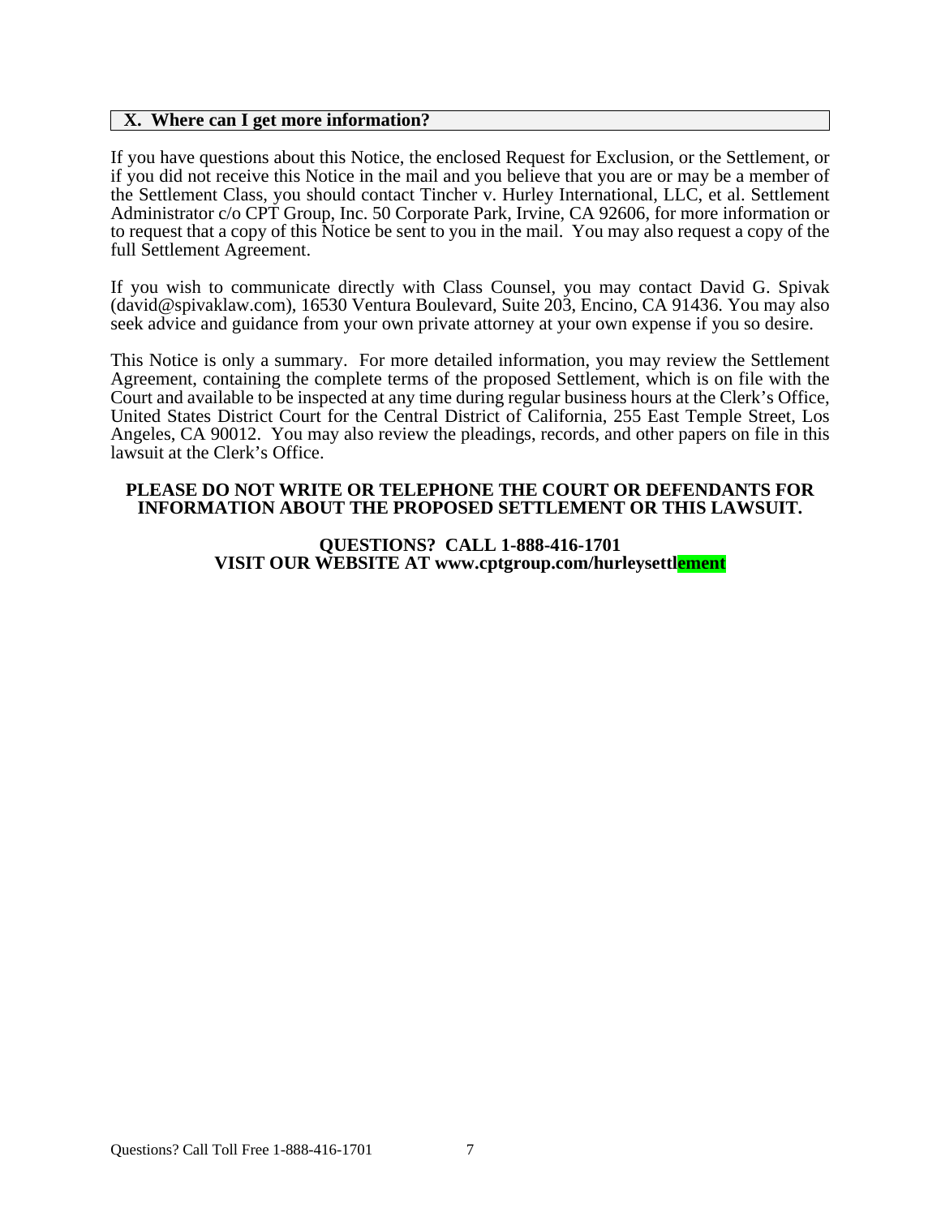## X. Where can I get more information?

If you have questions about this Notice, the enclosed Request for Exclusion, or the Settlement, or if you did not receive this Notice in the mail and you believe that you are or may be a member of the Settlement Class, you should contact Tincher v. Hurley International, LLC, et al. Settlement Administrator c/o CPT Group, Inc. 50 Corporate Park, Irvine, CA 92606, for more information or to request that a copy of this Notice be sent to you in the mail. You may also request a copy of the full Settlement Agreement.

If you wish to communicate directly with Class Counsel, you may contact David G. Spivak (david@spivaklaw.com), 16530 Ventura Boulevard, Suite 203, Encino, CA 91436. You may also seek advice and guidance from your own private attorney at your own expense if you so desire.

This Notice is only a summary. For more detailed information, you may review the Settlement Agreement, containing the complete terms of the proposed Settlement, which is on file with the Court and available to be inspected at any time during regular business hours at the Clerk's Office, United States District Court for the Central District of California, 255 East Temple Street, Los Angeles, CA 90012. You may also review the pleadings, records, and other papers on file in this lawsuit at the Clerk's Office.

**PLEASE DO NOT WRITE OR TELEPHONE THE COURT OR DEFENDANTS FOR INFORMATION ABOUT THE PROPOSED SETTLEMENT OR THIS LAWSUIT.**

**QUESTIONS? CALL 1-888-416-1701**
**VISIT OUR WEBSITE AT www.cptgroup.com/hurleysettlement**